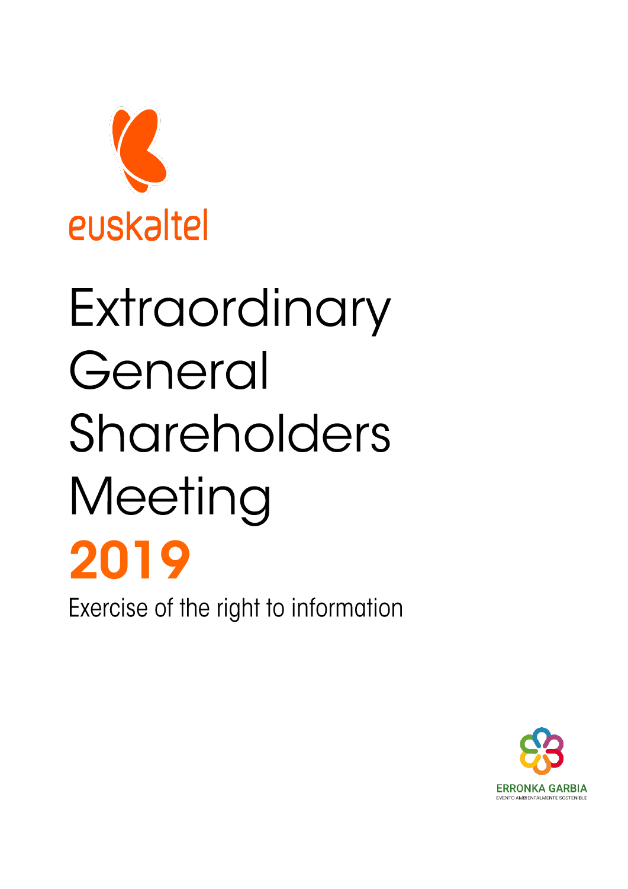euskaltel

# Extraordinary General Shareholders Meeting

# **2019**

Exercise of the right to information

ERRONKA GARBIA

EVENTO AMBIENTALMENTE SOSTENIBLE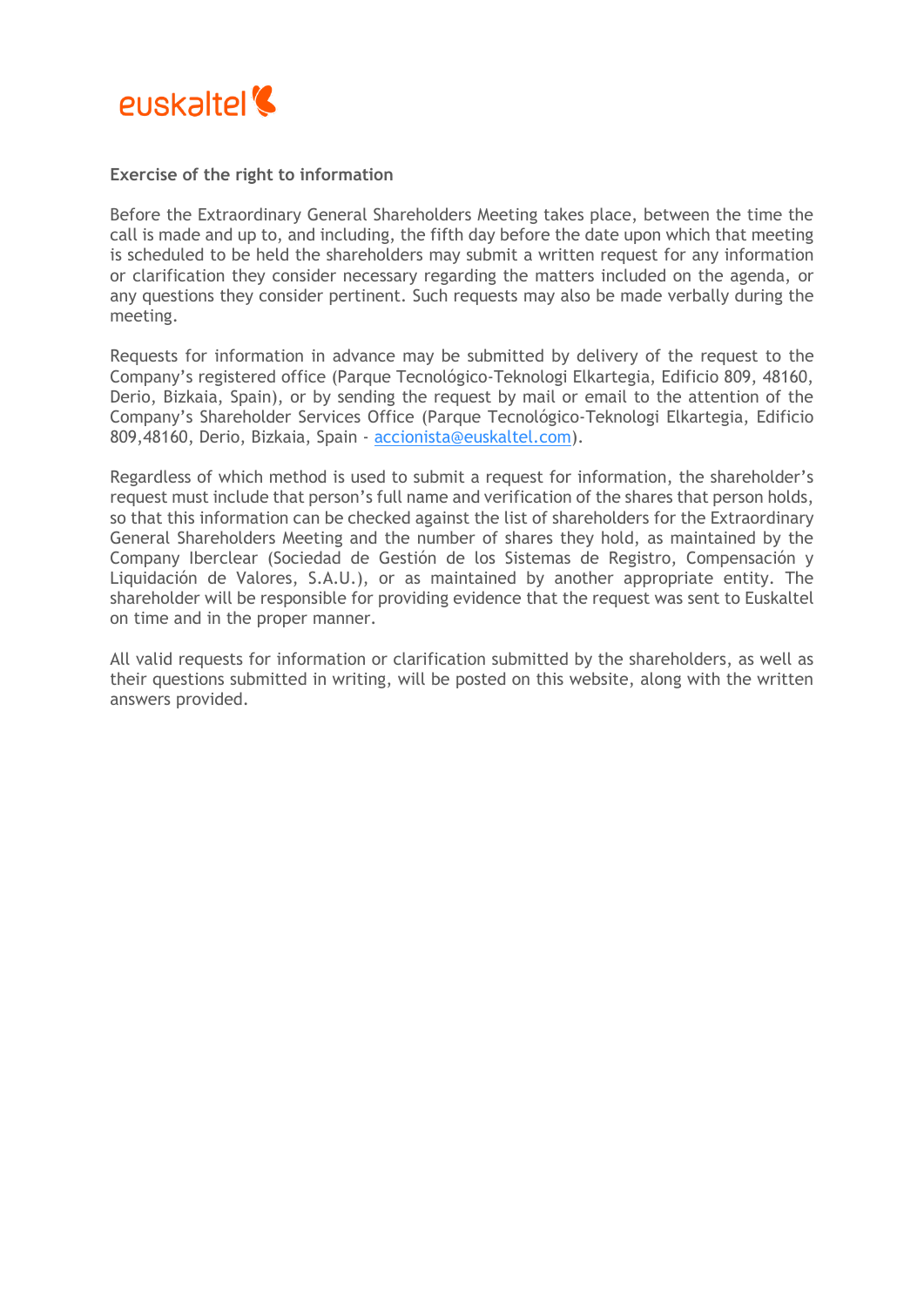euskaltel

**Exercise of the right to information**

Before the Extraordinary General Shareholders Meeting takes place, between the time the call is made and up to, and including, the fifth day before the date upon which that meeting is scheduled to be held the shareholders may submit a written request for any information or clarification they consider necessary regarding the matters included on the agenda, or any questions they consider pertinent. Such requests may also be made verbally during the meeting.

Requests for information in advance may be submitted by delivery of the request to the Company's registered office (Parque Tecnológico-Teknologi Elkartegia, Edificio 809, 48160, Derio, Bizkaia, Spain), or by sending the request by mail or email to the attention of the Company's Shareholder Services Office (Parque Tecnológico-Teknologi Elkartegia, Edificio 809,48160, Derio, Bizkaia, Spain - accionista@euskaltel.com).

Regardless of which method is used to submit a request for information, the shareholder's request must include that person's full name and verification of the shares that person holds, so that this information can be checked against the list of shareholders for the Extraordinary General Shareholders Meeting and the number of shares they hold, as maintained by the Company Iberclear (Sociedad de Gestión de los Sistemas de Registro, Compensación y Liquidación de Valores, S.A.U.), or as maintained by another appropriate entity. The shareholder will be responsible for providing evidence that the request was sent to Euskaltel on time and in the proper manner.

All valid requests for information or clarification submitted by the shareholders, as well as their questions submitted in writing, will be posted on this website, along with the written answers provided.